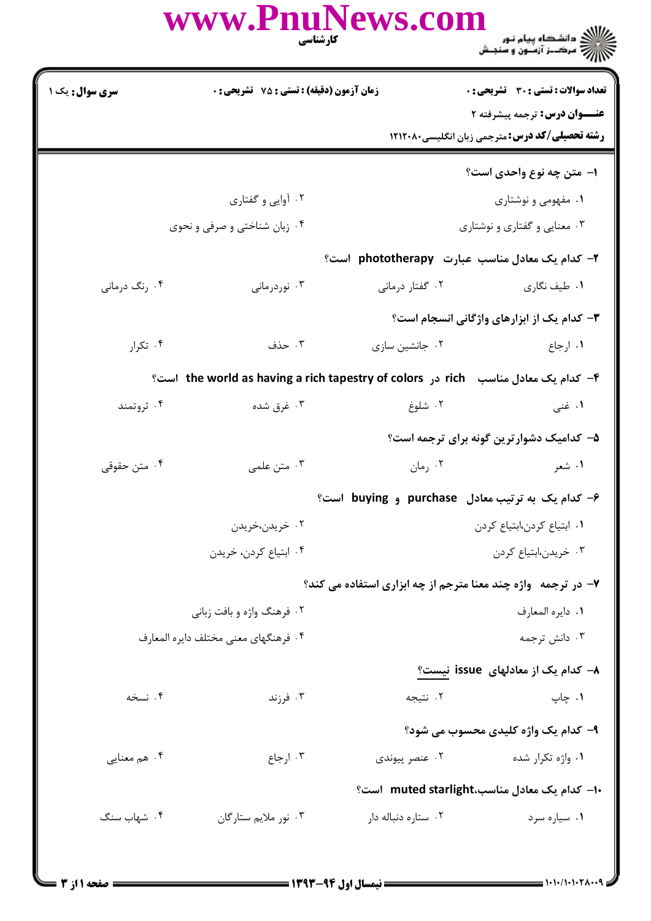**سری سوال:** یک ۱ | **زمان آزمون (دقیقه) : تستی : ۷۵ تشریحی : ۰** | **تعداد سوالات : تستی : ۳۰ تشریحی : ۰**

**عنـــوان درس:** ترجمه پیشرفته ۲

**رشته تحصیلی/کد درس:** مترجمی زبان انگلیسی۱۲۱۲۰۸۰

۱- متن چه نوع واحدی است؟

۱. مفهومی و نوشتاری
۲. آوایی و گفتاری
۳. معنایی و گفتاری و نوشتاری
۴. زبان شناختی و صرفی و نحوی

۲- کدام یک معادل مناسب عبارت phototherapy است؟

۱. طیف نگاری
۲. گفتار درمانی
۳. نوردرمانی
۴. رنگ درمانی

۳- کدام یک از ابزارهای واژگانی انسجام است؟

۱. ارجاع
۲. جانشین سازی
۳. حذف
۴. تکرار

۴- کدام یک معادل مناسب rich در the world as having a rich tapestry of colors است؟

۱. غنی
۲. شلوغ
۳. غرق شده
۴. ثروتمند

۵- کدامیک دشوارترین گونه برای ترجمه است؟

۱. شعر
۲. رمان
۳. متن علمی
۴. متن حقوقی

۶- کدام یک به ترتیب معادل purchase و buying است؟

۱. ابتیاع کردن،ابتیاع کردن
۲. خریدن،خریدن
۳. خریدن،ابتیاع کردن
۴. ابتیاع کردن، خریدن

۷- در ترجمه واژه چند معنا مترجم از چه ابزاری استفاده می کند؟

۱. دایره المعارف
۲. فرهنگ واژه و بافت زبانی
۳. دانش ترجمه
۴. فرهنگهای معنی مختلف دایره المعارف

۸- کدام یک از معادلهای issue نیست؟

۱. چاپ
۲. نتیجه
۳. فرزند
۴. نسخه

۹- کدام یک واژه کلیدی محسوب می شود؟

۱. واژه تکرار شده
۲. عنصر پیوندی
۳. ارجاع
۴. هم معنایی

۱۰- کدام یک معادل مناسب،muted starlight است؟

۱. سیاره سرد
۲. ستاره دنباله دار
۳. نور ملایم ستارگان
۴. شهاب سنگ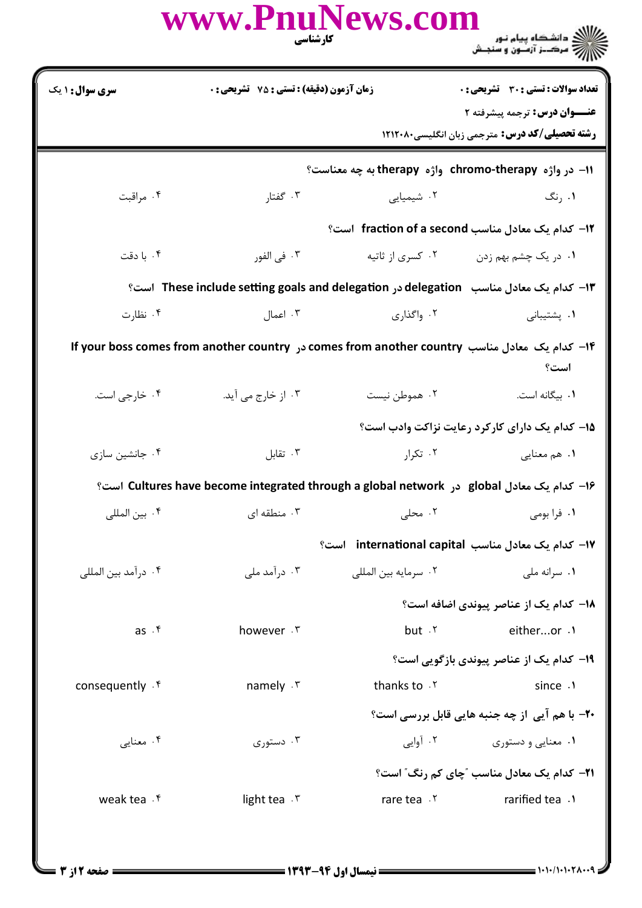سری سوال: ۱ یک | زمان آزمون (دقیقه): تستی: ۷۵ تشریحی: ۰ | تعداد سوالات: تستی: ۳۰ تشریحی: ۰

**عنـــوان درس:** ترجمه پیشرفته ۲

**رشته تحصیلی/کد درس:** مترجمی زبان انگلیسی۱۲۱۲۰۸۰

۱۱- در واژه chromo-therapy واژه therapy به چه معناست؟

۱. رنگ
۲. شیمیایی
۳. گفتار
۴. مراقبت

۱۲- کدام یک معادل مناسب fraction of a second است؟

۱. در یک چشم بهم زدن
۲. کسری از ثانیه
۳. فی الفور
۴. با دقت

۱۳- کدام یک معادل مناسب delegation در These include setting goals and delegation است؟

۱. پشتیبانی
۲. واگذاری
۳. اعمال
۴. نظارت

۱۴- کدام یک معادل مناسب comes from another country در If your boss comes from another country است؟

۱. بیگانه است.
۲. هموطن نیست
۳. از خارج می آید.
۴. خارجی است.

۱۵- کدام یک دارای کارکرد رعایت نزاکت وادب است؟

۱. هم معنایی
۲. تکرار
۳. تقابل
۴. جانشین سازی

۱۶- کدام یک معادل global در Cultures have become integrated through a global network است؟

۱. فرا بومی
۲. محلی
۳. منطقه ای
۴. بین المللی

۱۷- کدام یک معادل مناسب international capital است؟

۱. سرانه ملی
۲. سرمایه بین المللی
۳. درآمد ملی
۴. درآمد بین المللی

۱۸- کدام یک از عناصر پیوندی اضافه است؟

۱. either...or
۲. but
۳. however
۴. as

۱۹- کدام یک از عناصر پیوندی بازگویی است؟

۱. since
۲. thanks to
۳. namely
۴. consequently

۲۰- با هم آیی از چه جنبه هایی قابل بررسی است؟

۱. معنایی و دستوری
۲. آوایی
۳. دستوری
۴. معنایی

۲۱- کدام یک معادل مناسب "چای کم رنگ" است؟

۱. rarified tea
۲. rare tea
۳. light tea
۴. weak tea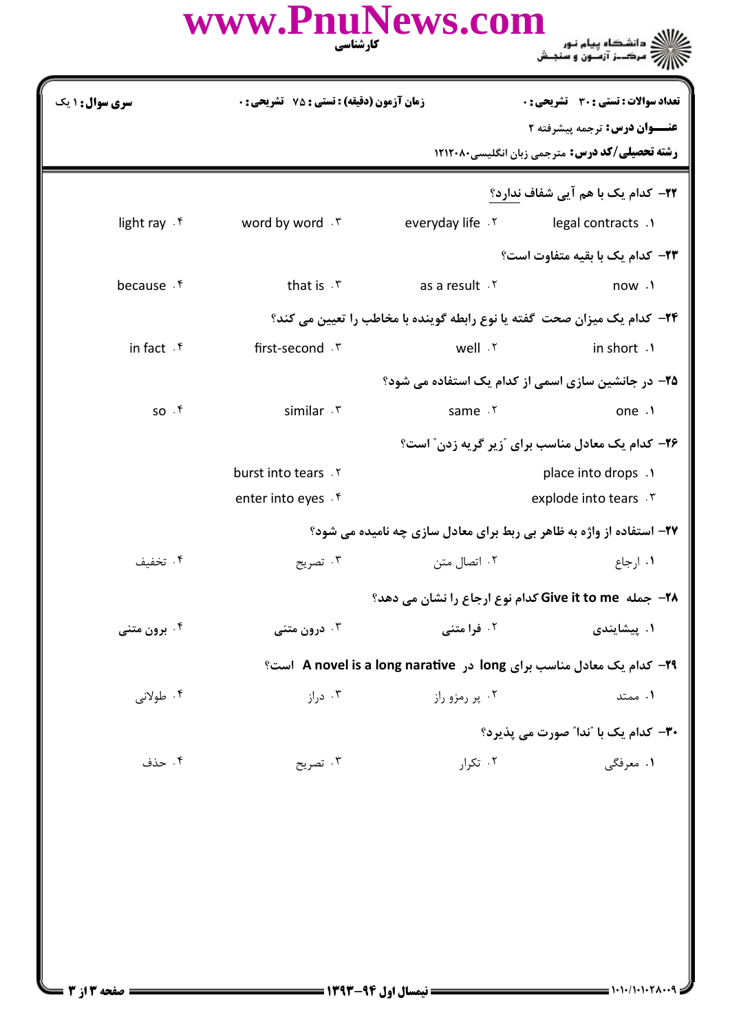**سری سوال:** ۱ یک

**زمان آزمون (دقیقه) : تستی :** ۷۵ **تشریحی :** ۰

**تعداد سوالات : تستی :** ۳۰ **تشریحی :** ۰

**عنـــوان درس:** ترجمه پیشرفته ۲

**رشته تحصیلی/کد درس:** مترجمی زبان انگلیسی۱۲۱۲۰۸۰

---

۲۲- کدام یک با هم آیی شفاف ندارد؟

۱. legal contracts
۲. everyday life
۳. word by word
۴. light ray

۲۳- کدام یک با بقیه متفاوت است؟

۱. now
۲. as a result
۳. that is
۴. because

۲۴- کدام یک میزان صحت گفته یا نوع رابطه گوینده با مخاطب را تعیین می کند؟

۱. in short
۲. well
۳. first-second
۴. in fact

۲۵- در جانشین سازی اسمی از کدام یک استفاده می شود؟

۱. one
۲. same
۳. similar
۴. so

۲۶- کدام یک معادل مناسب برای "زیر گریه زدن" است؟

۱. place into drops
۲. burst into tears
۳. explode into tears
۴. enter into eyes

۲۷- استفاده از واژه به ظاهر بی ربط برای معادل سازی چه نامیده می شود؟

۱. ارجاع
۲. اتصال متن
۳. تصریح
۴. تخفیف

۲۸- جمله Give it to me کدام نوع ارجاع را نشان می دهد؟

۱. پیشایندی
۲. فرا متنی
۳. درون متنی
۴. برون متنی

۲۹- کدام یک معادل مناسب برای long در A novel is a long narative است؟

۱. ممتد
۲. پر رمزو راز
۳. دراز
۴. طولانی

۳۰- کدام یک با "ندا" صورت می پذیرد؟

۱. معرفگی
۲. تکرار
۳. تصریح
۴. حذف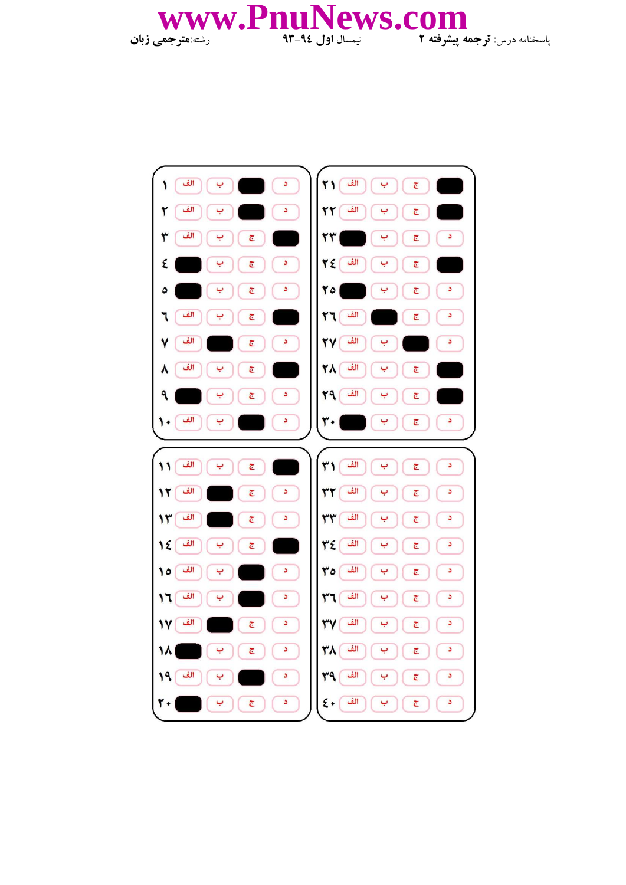# www.PnuNews.com

پاسخنامه درس: **ترجمه پیشرفته ۲** — نیمسال **اول ۹۴-۹۳** — رشته:**مترجمی زبان**

| سوال | پاسخ |
| --- | --- |
| ۱ | ج |
| ۲ | ج |
| ۳ | د |
| ٤ | الف |
| ٥ | الف |
| ٦ | د |
| ٧ | ب |
| ٨ | د |
| ٩ | الف |
| ١٠ | ج |
| ١١ | د |
| ١٢ | ب |
| ١٣ | ب |
| ١٤ | د |
| ١٥ | ج |
| ١٦ | ج |
| ١٧ | ب |
| ١٨ | الف |
| ١٩ | ج |
| ٢٠ | الف |
| ٢١ | د |
| ٢٢ | د |
| ٢٣ | الف |
| ٢٤ | د |
| ٢٥ | الف |
| ٢٦ | ب |
| ٢٧ | ج |
| ٢٨ | د |
| ٢٩ | د |
| ٣٠ | الف |
| ٣١ | |
| ٣٢ | |
| ٣٣ | |
| ٣٤ | |
| ٣٥ | |
| ٣٦ | |
| ٣٧ | |
| ٣٨ | |
| ٣٩ | |
| ٤٠ | |